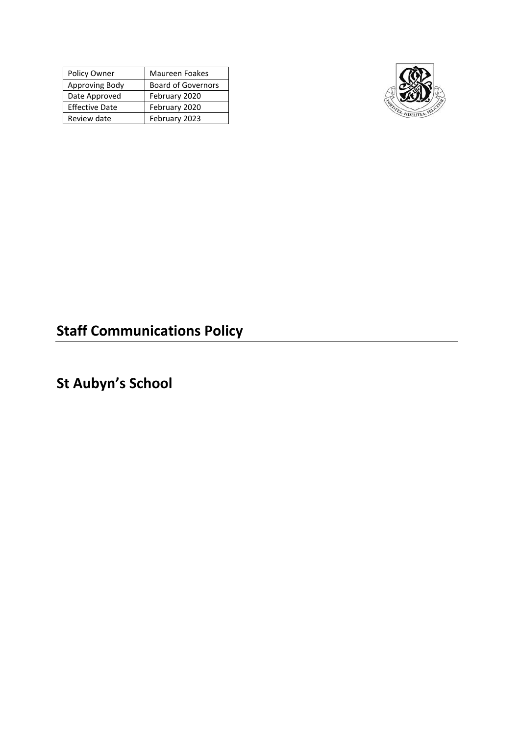| | |
|---|---|
| Policy Owner | Maureen Foakes |
| Approving Body | Board of Governors |
| Date Approved | February 2020 |
| Effective Date | February 2020 |
| Review date | February 2023 |

# Staff Communications Policy

# St Aubyn's School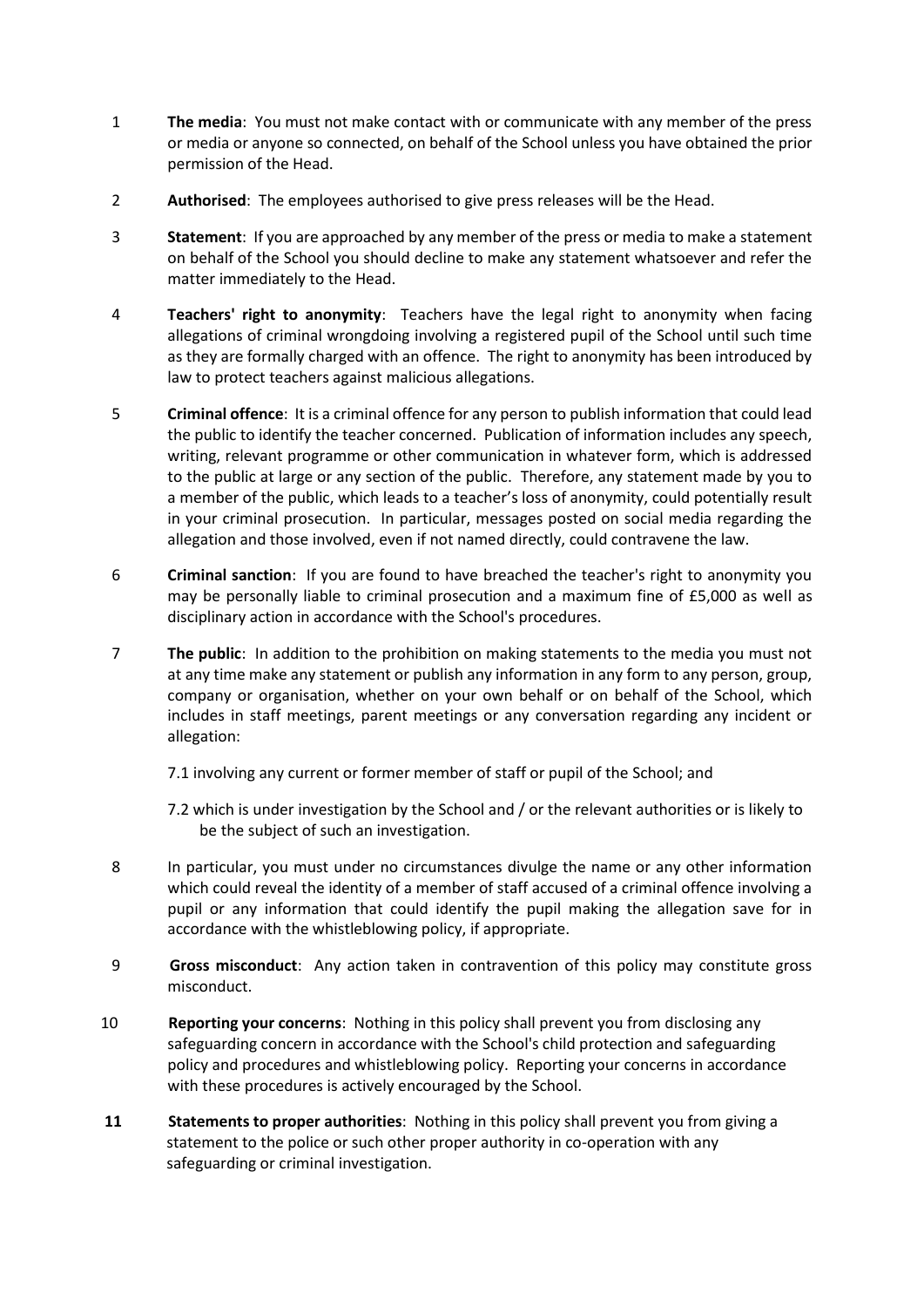1 **The media**: You must not make contact with or communicate with any member of the press or media or anyone so connected, on behalf of the School unless you have obtained the prior permission of the Head.

2 **Authorised**: The employees authorised to give press releases will be the Head.

3 **Statement**: If you are approached by any member of the press or media to make a statement on behalf of the School you should decline to make any statement whatsoever and refer the matter immediately to the Head.

4 **Teachers' right to anonymity**: Teachers have the legal right to anonymity when facing allegations of criminal wrongdoing involving a registered pupil of the School until such time as they are formally charged with an offence. The right to anonymity has been introduced by law to protect teachers against malicious allegations.

5 **Criminal offence**: It is a criminal offence for any person to publish information that could lead the public to identify the teacher concerned. Publication of information includes any speech, writing, relevant programme or other communication in whatever form, which is addressed to the public at large or any section of the public. Therefore, any statement made by you to a member of the public, which leads to a teacher's loss of anonymity, could potentially result in your criminal prosecution. In particular, messages posted on social media regarding the allegation and those involved, even if not named directly, could contravene the law.

6 **Criminal sanction**: If you are found to have breached the teacher's right to anonymity you may be personally liable to criminal prosecution and a maximum fine of £5,000 as well as disciplinary action in accordance with the School's procedures.

7 **The public**: In addition to the prohibition on making statements to the media you must not at any time make any statement or publish any information in any form to any person, group, company or organisation, whether on your own behalf or on behalf of the School, which includes in staff meetings, parent meetings or any conversation regarding any incident or allegation:

7.1 involving any current or former member of staff or pupil of the School; and

7.2 which is under investigation by the School and / or the relevant authorities or is likely to be the subject of such an investigation.

8 In particular, you must under no circumstances divulge the name or any other information which could reveal the identity of a member of staff accused of a criminal offence involving a pupil or any information that could identify the pupil making the allegation save for in accordance with the whistleblowing policy, if appropriate.

9 **Gross misconduct**: Any action taken in contravention of this policy may constitute gross misconduct.

10 **Reporting your concerns**: Nothing in this policy shall prevent you from disclosing any safeguarding concern in accordance with the School's child protection and safeguarding policy and procedures and whistleblowing policy. Reporting your concerns in accordance with these procedures is actively encouraged by the School.

**11** **Statements to proper authorities**: Nothing in this policy shall prevent you from giving a statement to the police or such other proper authority in co-operation with any safeguarding or criminal investigation.